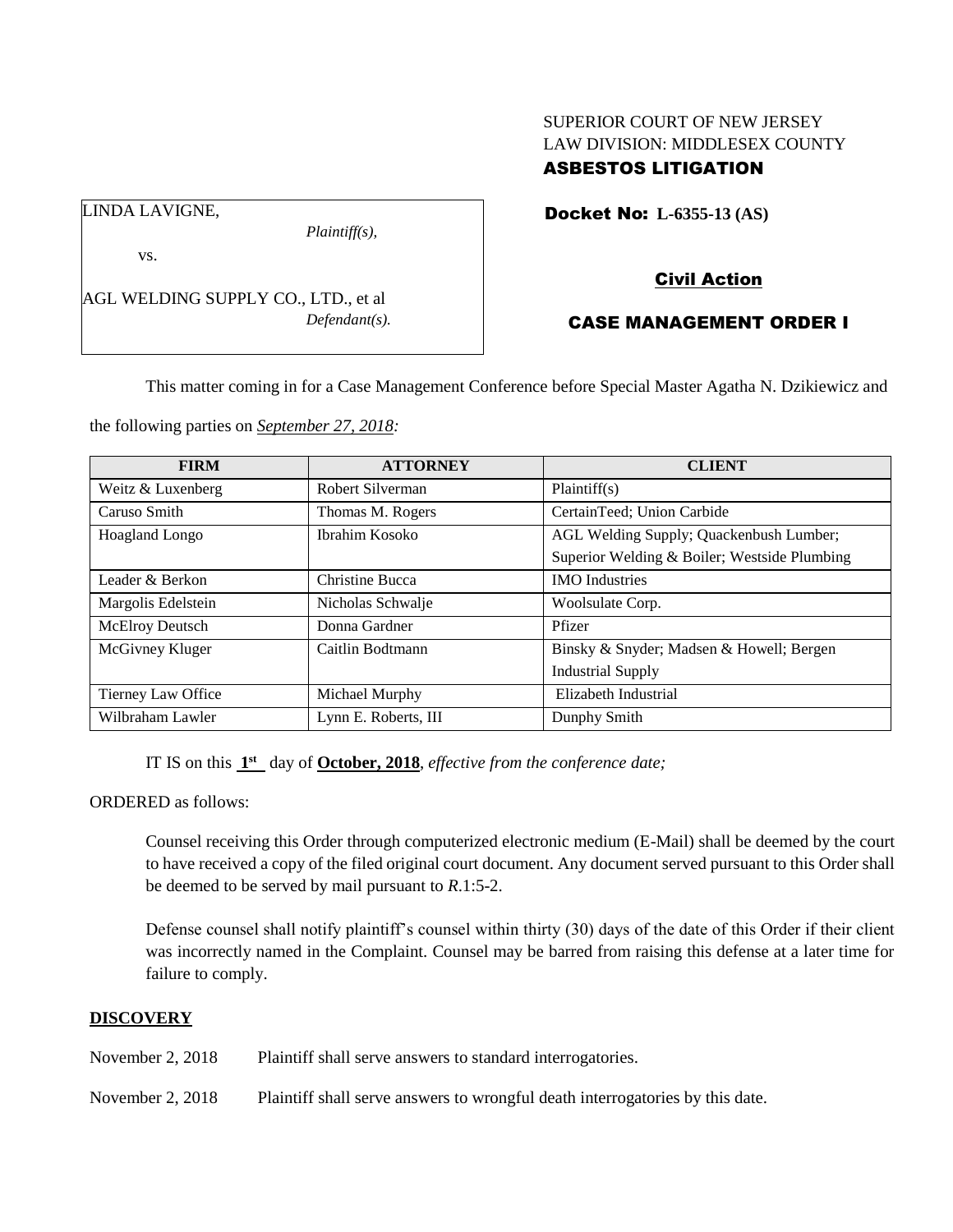SUPERIOR COURT OF NEW JERSEY
LAW DIVISION: MIDDLESEX COUNTY
**ASBESTOS LITIGATION**

LINDA LAVIGNE,
*Plaintiff(s),*

vs.

AGL WELDING SUPPLY CO., LTD., et al
*Defendant(s).*

**Docket No: L-6355-13 (AS)**

**Civil Action**

**CASE MANAGEMENT ORDER I**

This matter coming in for a Case Management Conference before Special Master Agatha N. Dzikiewicz and the following parties on ***September 27, 2018:***

| FIRM | ATTORNEY | CLIENT |
|---|---|---|
| Weitz & Luxenberg | Robert Silverman | Plaintiff(s) |
| Caruso Smith | Thomas M. Rogers | CertainTeed; Union Carbide |
| Hoagland Longo | Ibrahim Kosoko | AGL Welding Supply; Quackenbush Lumber; Superior Welding & Boiler; Westside Plumbing |
| Leader & Berkon | Christine Bucca | IMO Industries |
| Margolis Edelstein | Nicholas Schwalje | Woolsulate Corp. |
| McElroy Deutsch | Donna Gardner | Pfizer |
| McGivney Kluger | Caitlin Bodtmann | Binsky & Snyder; Madsen & Howell; Bergen Industrial Supply |
| Tierney Law Office | Michael Murphy | Elizabeth Industrial |
| Wilbraham Lawler | Lynn E. Roberts, III | Dunphy Smith |

IT IS on this **1st** day of **October, 2018**, *effective from the conference date;*

ORDERED as follows:

Counsel receiving this Order through computerized electronic medium (E-Mail) shall be deemed by the court to have received a copy of the filed original court document. Any document served pursuant to this Order shall be deemed to be served by mail pursuant to *R*.1:5-2.

Defense counsel shall notify plaintiff's counsel within thirty (30) days of the date of this Order if their client was incorrectly named in the Complaint. Counsel may be barred from raising this defense at a later time for failure to comply.

## DISCOVERY

November 2, 2018 Plaintiff shall serve answers to standard interrogatories.

November 2, 2018 Plaintiff shall serve answers to wrongful death interrogatories by this date.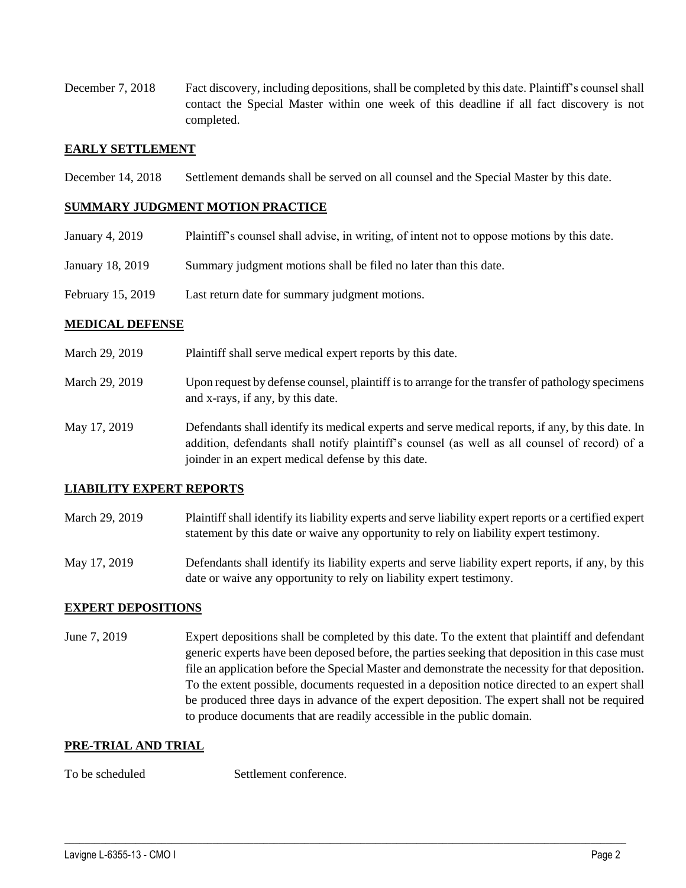| | |
|---|---|
| December 7, 2018 | Fact discovery, including depositions, shall be completed by this date. Plaintiff's counsel shall contact the Special Master within one week of this deadline if all fact discovery is not completed. |

## EARLY SETTLEMENT

| | |
|---|---|
| December 14, 2018 | Settlement demands shall be served on all counsel and the Special Master by this date. |

## SUMMARY JUDGMENT MOTION PRACTICE

| | |
|---|---|
| January 4, 2019 | Plaintiff's counsel shall advise, in writing, of intent not to oppose motions by this date. |
| January 18, 2019 | Summary judgment motions shall be filed no later than this date. |
| February 15, 2019 | Last return date for summary judgment motions. |

## MEDICAL DEFENSE

| | |
|---|---|
| March 29, 2019 | Plaintiff shall serve medical expert reports by this date. |
| March 29, 2019 | Upon request by defense counsel, plaintiff is to arrange for the transfer of pathology specimens and x-rays, if any, by this date. |
| May 17, 2019 | Defendants shall identify its medical experts and serve medical reports, if any, by this date. In addition, defendants shall notify plaintiff's counsel (as well as all counsel of record) of a joinder in an expert medical defense by this date. |

## LIABILITY EXPERT REPORTS

| | |
|---|---|
| March 29, 2019 | Plaintiff shall identify its liability experts and serve liability expert reports or a certified expert statement by this date or waive any opportunity to rely on liability expert testimony. |
| May 17, 2019 | Defendants shall identify its liability experts and serve liability expert reports, if any, by this date or waive any opportunity to rely on liability expert testimony. |

## EXPERT DEPOSITIONS

| | |
|---|---|
| June 7, 2019 | Expert depositions shall be completed by this date. To the extent that plaintiff and defendant generic experts have been deposed before, the parties seeking that deposition in this case must file an application before the Special Master and demonstrate the necessity for that deposition. To the extent possible, documents requested in a deposition notice directed to an expert shall be produced three days in advance of the expert deposition. The expert shall not be required to produce documents that are readily accessible in the public domain. |

## PRE-TRIAL AND TRIAL

| | |
|---|---|
| To be scheduled | Settlement conference. |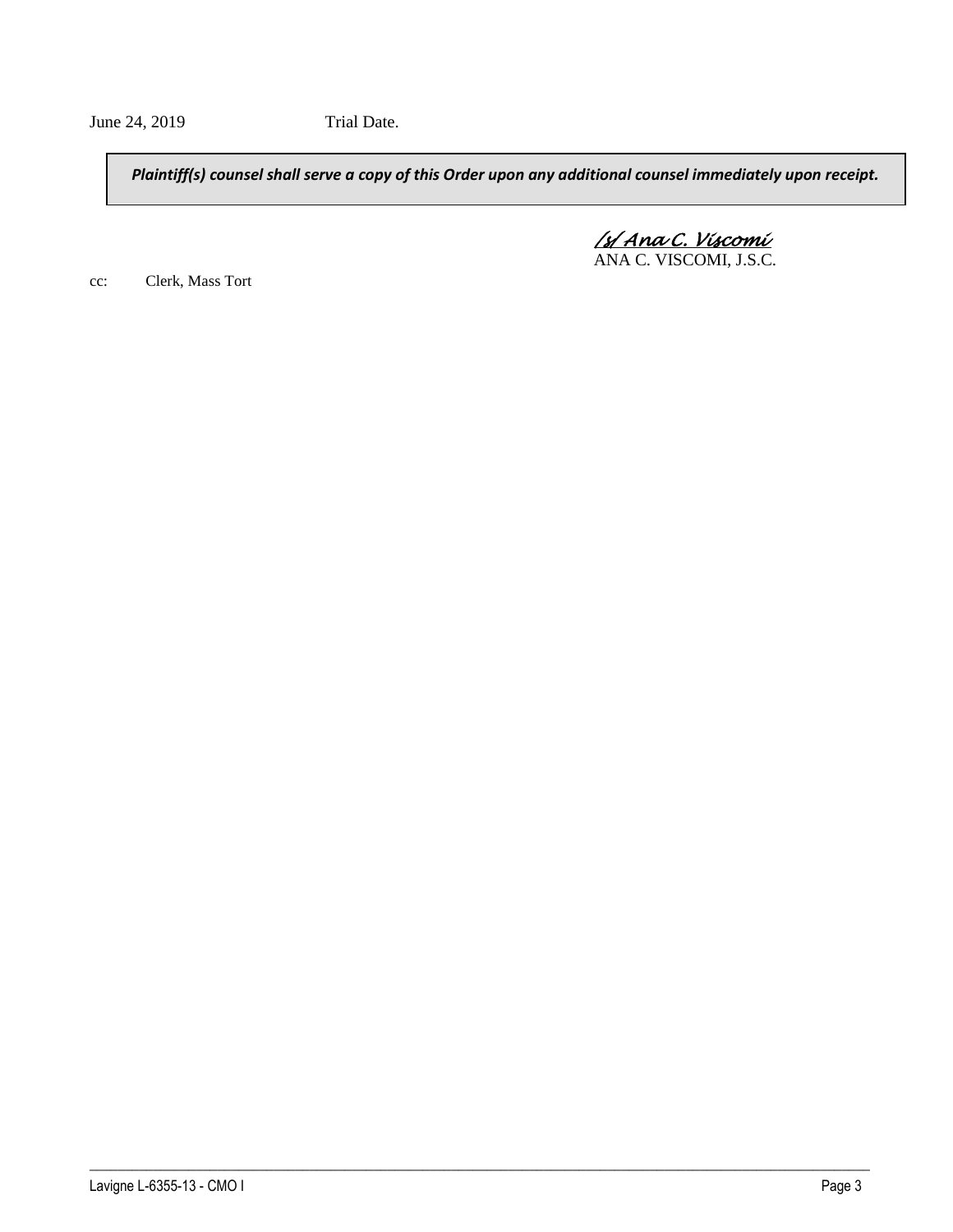| | |
|---|---|
| June 24, 2019 | Trial Date. |

***Plaintiff(s) counsel shall serve a copy of this Order upon any additional counsel immediately upon receipt.***

*/s/ Ana C. Viscomi*
ANA C. VISCOMI, J.S.C.

cc: Clerk, Mass Tort